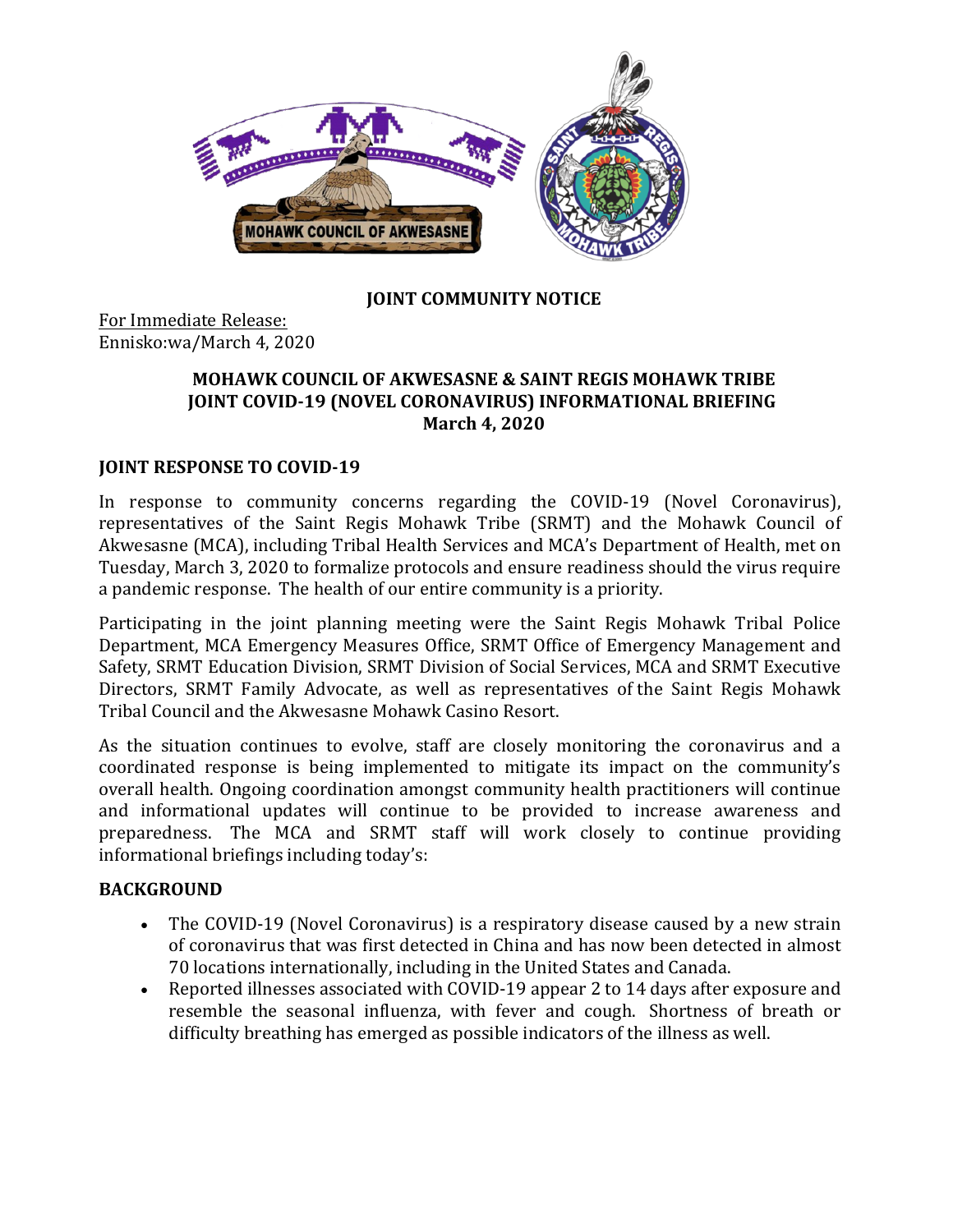**JOINT COMMUNITY NOTICE**

For Immediate Release:
Ennisko:wa/March 4, 2020

## MOHAWK COUNCIL OF AKWESASNE & SAINT REGIS MOHAWK TRIBE JOINT COVID-19 (NOVEL CORONAVIRUS) INFORMATIONAL BRIEFING March 4, 2020

### JOINT RESPONSE TO COVID-19

In response to community concerns regarding the COVID-19 (Novel Coronavirus), representatives of the Saint Regis Mohawk Tribe (SRMT) and the Mohawk Council of Akwesasne (MCA), including Tribal Health Services and MCA's Department of Health, met on Tuesday, March 3, 2020 to formalize protocols and ensure readiness should the virus require a pandemic response. The health of our entire community is a priority.

Participating in the joint planning meeting were the Saint Regis Mohawk Tribal Police Department, MCA Emergency Measures Office, SRMT Office of Emergency Management and Safety, SRMT Education Division, SRMT Division of Social Services, MCA and SRMT Executive Directors, SRMT Family Advocate, as well as representatives of the Saint Regis Mohawk Tribal Council and the Akwesasne Mohawk Casino Resort.

As the situation continues to evolve, staff are closely monitoring the coronavirus and a coordinated response is being implemented to mitigate its impact on the community's overall health. Ongoing coordination amongst community health practitioners will continue and informational updates will continue to be provided to increase awareness and preparedness. The MCA and SRMT staff will work closely to continue providing informational briefings including today's:

### BACKGROUND

- The COVID-19 (Novel Coronavirus) is a respiratory disease caused by a new strain of coronavirus that was first detected in China and has now been detected in almost 70 locations internationally, including in the United States and Canada.
- Reported illnesses associated with COVID-19 appear 2 to 14 days after exposure and resemble the seasonal influenza, with fever and cough. Shortness of breath or difficulty breathing has emerged as possible indicators of the illness as well.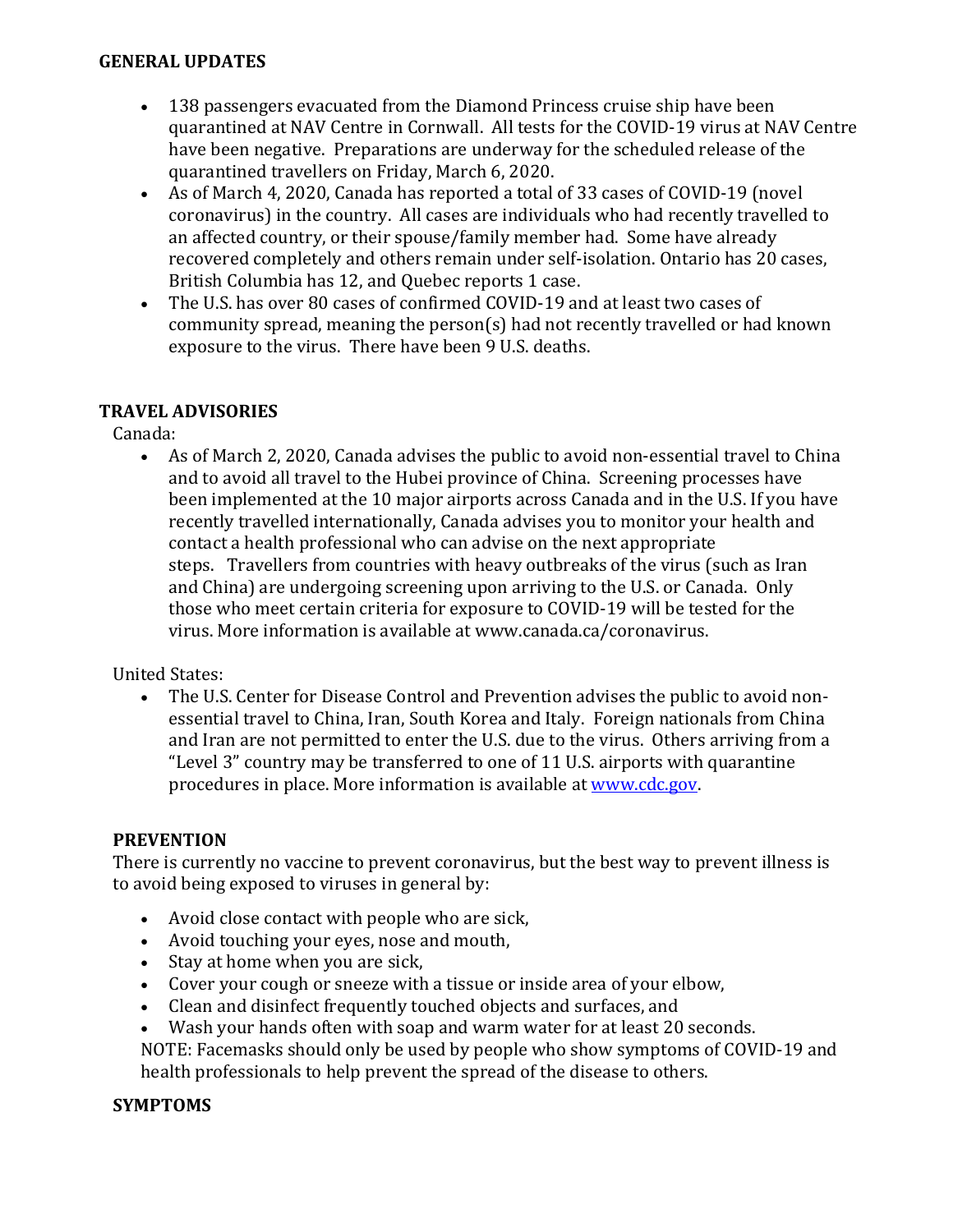## GENERAL UPDATES

- 138 passengers evacuated from the Diamond Princess cruise ship have been quarantined at NAV Centre in Cornwall. All tests for the COVID-19 virus at NAV Centre have been negative. Preparations are underway for the scheduled release of the quarantined travellers on Friday, March 6, 2020.
- As of March 4, 2020, Canada has reported a total of 33 cases of COVID-19 (novel coronavirus) in the country. All cases are individuals who had recently travelled to an affected country, or their spouse/family member had. Some have already recovered completely and others remain under self-isolation. Ontario has 20 cases, British Columbia has 12, and Quebec reports 1 case.
- The U.S. has over 80 cases of confirmed COVID-19 and at least two cases of community spread, meaning the person(s) had not recently travelled or had known exposure to the virus. There have been 9 U.S. deaths.

## TRAVEL ADVISORIES

Canada:

- As of March 2, 2020, Canada advises the public to avoid non-essential travel to China and to avoid all travel to the Hubei province of China. Screening processes have been implemented at the 10 major airports across Canada and in the U.S. If you have recently travelled internationally, Canada advises you to monitor your health and contact a health professional who can advise on the next appropriate steps. Travellers from countries with heavy outbreaks of the virus (such as Iran and China) are undergoing screening upon arriving to the U.S. or Canada. Only those who meet certain criteria for exposure to COVID-19 will be tested for the virus. More information is available at www.canada.ca/coronavirus.

United States:

- The U.S. Center for Disease Control and Prevention advises the public to avoid non-essential travel to China, Iran, South Korea and Italy. Foreign nationals from China and Iran are not permitted to enter the U.S. due to the virus. Others arriving from a "Level 3" country may be transferred to one of 11 U.S. airports with quarantine procedures in place. More information is available at [www.cdc.gov](http://www.cdc.gov).

## PREVENTION

There is currently no vaccine to prevent coronavirus, but the best way to prevent illness is to avoid being exposed to viruses in general by:

- Avoid close contact with people who are sick,
- Avoid touching your eyes, nose and mouth,
- Stay at home when you are sick,
- Cover your cough or sneeze with a tissue or inside area of your elbow,
- Clean and disinfect frequently touched objects and surfaces, and
- Wash your hands often with soap and warm water for at least 20 seconds.

NOTE: Facemasks should only be used by people who show symptoms of COVID-19 and health professionals to help prevent the spread of the disease to others.

## SYMPTOMS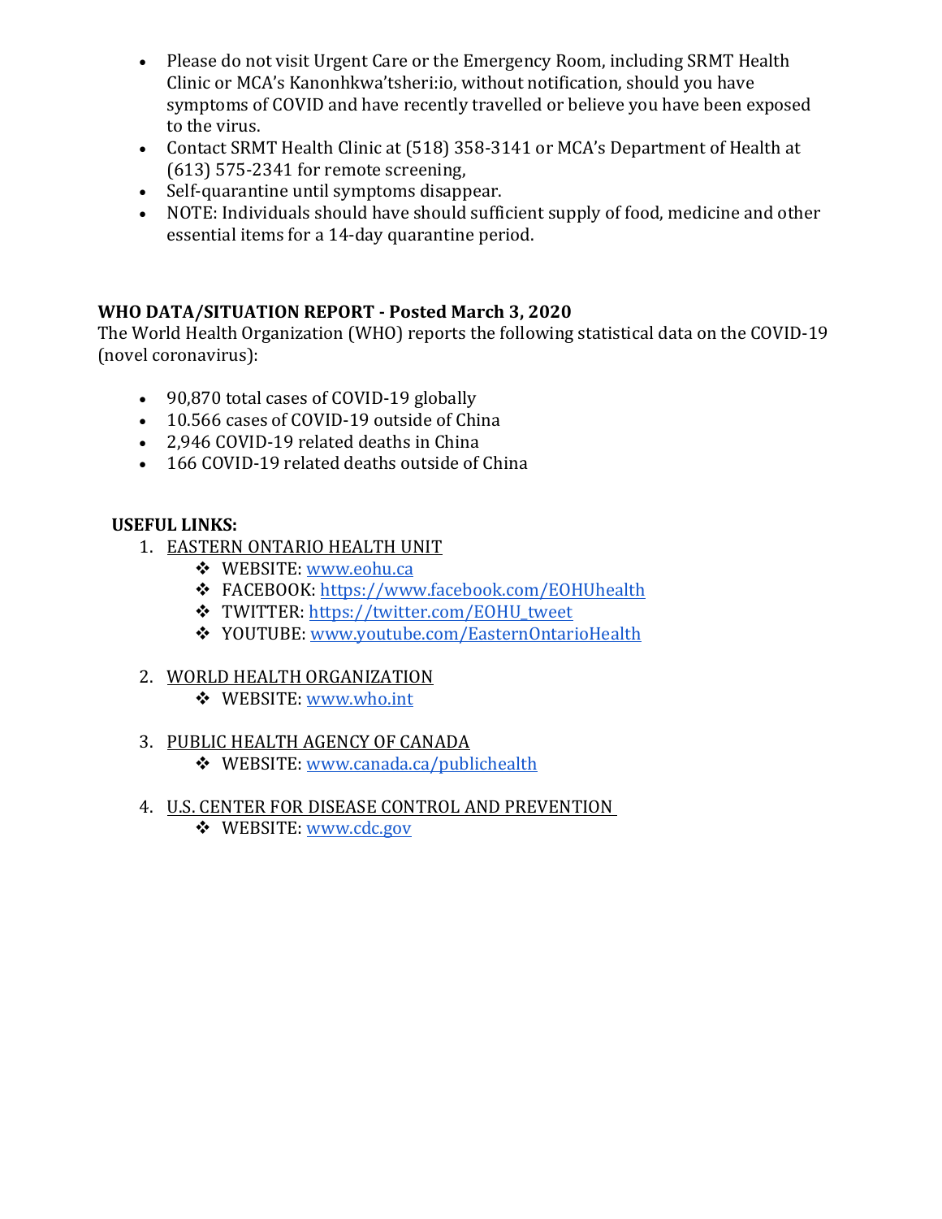- Please do not visit Urgent Care or the Emergency Room, including SRMT Health Clinic or MCA's Kanonhkwa'tsheri:io, without notification, should you have symptoms of COVID and have recently travelled or believe you have been exposed to the virus.
- Contact SRMT Health Clinic at (518) 358-3141 or MCA's Department of Health at (613) 575-2341 for remote screening,
- Self-quarantine until symptoms disappear.
- NOTE: Individuals should have should sufficient supply of food, medicine and other essential items for a 14-day quarantine period.

**WHO DATA/SITUATION REPORT - Posted March 3, 2020**

The World Health Organization (WHO) reports the following statistical data on the COVID-19 (novel coronavirus):

- 90,870 total cases of COVID-19 globally
- 10.566 cases of COVID-19 outside of China
- 2,946 COVID-19 related deaths in China
- 166 COVID-19 related deaths outside of China

**USEFUL LINKS:**

1. EASTERN ONTARIO HEALTH UNIT
   - WEBSITE: www.eohu.ca
   - FACEBOOK: https://www.facebook.com/EOHUhealth
   - TWITTER: https://twitter.com/EOHU_tweet
   - YOUTUBE: www.youtube.com/EasternOntarioHealth

2. WORLD HEALTH ORGANIZATION
   - WEBSITE: www.who.int

3. PUBLIC HEALTH AGENCY OF CANADA
   - WEBSITE: www.canada.ca/publichealth

4. U.S. CENTER FOR DISEASE CONTROL AND PREVENTION
   - WEBSITE: www.cdc.gov